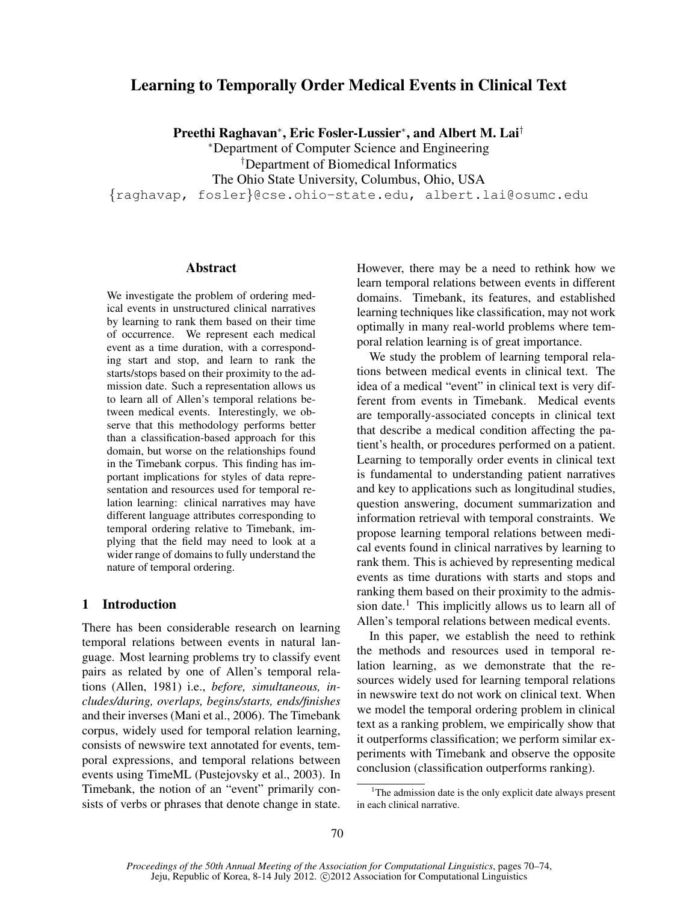# Learning to Temporally Order Medical Events in Clinical Text

**Preethi Raghavan[\*], Eric Fosler-Lussier[\*], and Albert M. Lai[†]**

[\*]Department of Computer Science and Engineering
[†]Department of Biomedical Informatics
The Ohio State University, Columbus, Ohio, USA
{raghavap, fosler}@cse.ohio-state.edu, albert.lai@osumc.edu

## Abstract

We investigate the problem of ordering medical events in unstructured clinical narratives by learning to rank them based on their time of occurrence. We represent each medical event as a time duration, with a corresponding start and stop, and learn to rank the starts/stops based on their proximity to the admission date. Such a representation allows us to learn all of Allen's temporal relations between medical events. Interestingly, we observe that this methodology performs better than a classification-based approach for this domain, but worse on the relationships found in the Timebank corpus. This finding has important implications for styles of data representation and resources used for temporal relation learning: clinical narratives may have different language attributes corresponding to temporal ordering relative to Timebank, implying that the field may need to look at a wider range of domains to fully understand the nature of temporal ordering.

## 1 Introduction

There has been considerable research on learning temporal relations between events in natural language. Most learning problems try to classify event pairs as related by one of Allen's temporal relations (Allen, 1981) i.e., *before, simultaneous, includes/during, overlaps, begins/starts, ends/finishes* and their inverses (Mani et al., 2006). The Timebank corpus, widely used for temporal relation learning, consists of newswire text annotated for events, temporal expressions, and temporal relations between events using TimeML (Pustejovsky et al., 2003). In Timebank, the notion of an "event" primarily consists of verbs or phrases that denote change in state. However, there may be a need to rethink how we learn temporal relations between events in different domains. Timebank, its features, and established learning techniques like classification, may not work optimally in many real-world problems where temporal relation learning is of great importance.

We study the problem of learning temporal relations between medical events in clinical text. The idea of a medical "event" in clinical text is very different from events in Timebank. Medical events are temporally-associated concepts in clinical text that describe a medical condition affecting the patient's health, or procedures performed on a patient. Learning to temporally order events in clinical text is fundamental to understanding patient narratives and key to applications such as longitudinal studies, question answering, document summarization and information retrieval with temporal constraints. We propose learning temporal relations between medical events found in clinical narratives by learning to rank them. This is achieved by representing medical events as time durations with starts and stops and ranking them based on their proximity to the admission date.[1] This implicitly allows us to learn all of Allen's temporal relations between medical events.

In this paper, we establish the need to rethink the methods and resources used in temporal relation learning, as we demonstrate that the resources widely used for learning temporal relations in newswire text do not work on clinical text. When we model the temporal ordering problem in clinical text as a ranking problem, we empirically show that it outperforms classification; we perform similar experiments with Timebank and observe the opposite conclusion (classification outperforms ranking).

[1]The admission date is the only explicit date always present in each clinical narrative.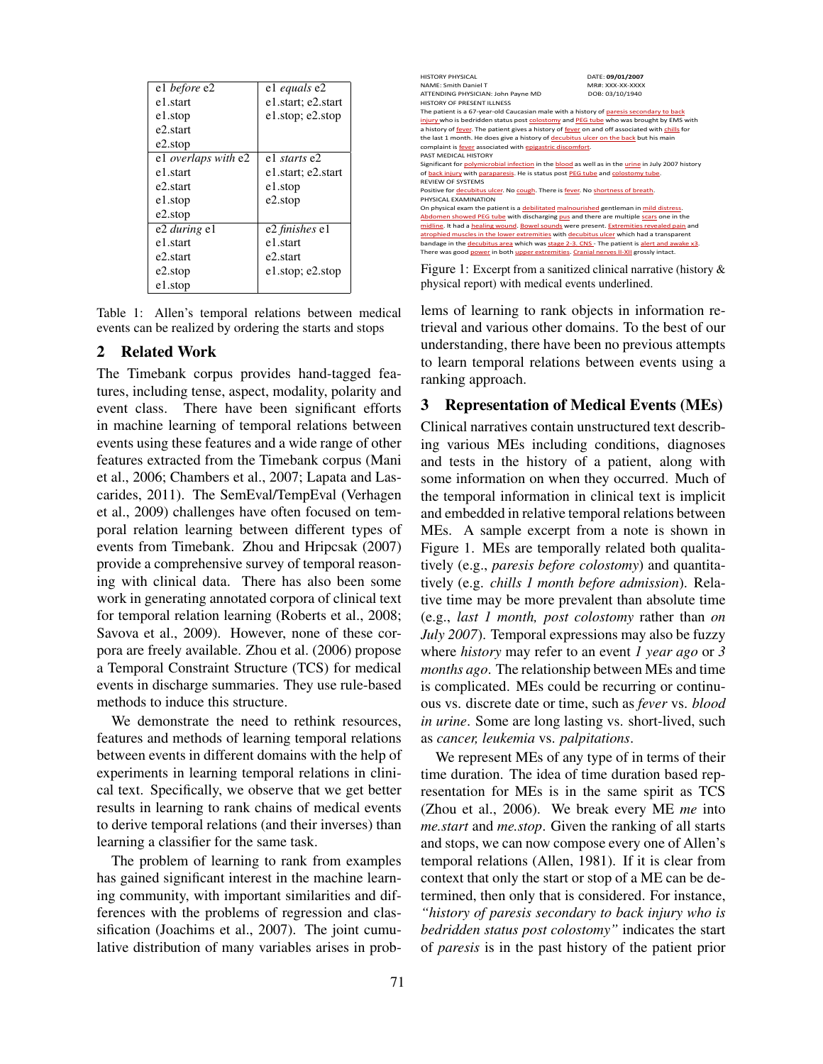| | |
|---|---|
| e1 *before* e2 | e1 *equals* e2 |
| e1.start | e1.start; e2.start |
| e1.stop | e1.stop; e2.stop |
| e2.start | |
| e2.stop | |
| e1 *overlaps with* e2 | e1 *starts* e2 |
| e1.start | e1.start; e2.start |
| e2.start | e1.stop |
| e1.stop | e2.stop |
| e2.stop | |
| e2 *during* e1 | e2 *finishes* e1 |
| e1.start | e1.start |
| e2.start | e2.start |
| e2.stop | e1.stop; e2.stop |
| e1.stop | |

Table 1: Allen's temporal relations between medical events can be realized by ordering the starts and stops

## 2 Related Work

The Timebank corpus provides hand-tagged features, including tense, aspect, modality, polarity and event class. There have been significant efforts in machine learning of temporal relations between events using these features and a wide range of other features extracted from the Timebank corpus (Mani et al., 2006; Chambers et al., 2007; Lapata and Lascarides, 2011). The SemEval/TempEval (Verhagen et al., 2009) challenges have often focused on temporal relation learning between different types of events from Timebank. Zhou and Hripcsak (2007) provide a comprehensive survey of temporal reasoning with clinical data. There has also been some work in generating annotated corpora of clinical text for temporal relation learning (Roberts et al., 2008; Savova et al., 2009). However, none of these corpora are freely available. Zhou et al. (2006) propose a Temporal Constraint Structure (TCS) for medical events in discharge summaries. They use rule-based methods to induce this structure.

We demonstrate the need to rethink resources, features and methods of learning temporal relations between events in different domains with the help of experiments in learning temporal relations in clinical text. Specifically, we observe that we get better results in learning to rank chains of medical events to derive temporal relations (and their inverses) than learning a classifier for the same task.

The problem of learning to rank from examples has gained significant interest in the machine learning community, with important similarities and differences with the problems of regression and classification (Joachims et al., 2007). The joint cumulative distribution of many variables arises in problems of learning to rank objects in information retrieval and various other domains. To the best of our understanding, there have been no previous attempts to learn temporal relations between events using a ranking approach.

HISTORY PHYSICAL　　DATE: **09/01/2007**
NAME: Smith Daniel T　　MR#: XXX-XX-XXXX
ATTENDING PHYSICIAN: John Payne MD　　DOB: 03/10/1940
HISTORY OF PRESENT ILLNESS
The patient is a 67-year-old Caucasian male with a history of paresis secondary to back injury who is bedridden status post colostomy and PEG tube who was brought by EMS with a history of fever. The patient gives a history of fever on and off associated with chills for the last 1 month. He does give a history of decubitus ulcer on the back but his main complaint is fever associated with epigastric discomfort.
PAST MEDICAL HISTORY
Significant for polymicrobial infection in the blood as well as in the urine in July 2007 history of back injury with paraparesis. He is status post PEG tube and colostomy tube.
REVIEW OF SYSTEMS
Positive for decubitus ulcer. No cough. There is fever. No shortness of breath.
PHYSICAL EXAMINATION
On physical exam the patient is a debilitated malnourished gentleman in mild distress. Abdomen showed PEG tube with discharging pus and there are multiple scars one in the midline. It had a healing wound. Bowel sounds were present. Extremities revealed pain and atrophied muscles in the lower extremities with decubitus ulcer which had a transparent bandage in the decubitus area which was stage 2-3. CNS - The patient is alert and awake x3. There was good power in both upper extremities. Cranial nerves II-XII grossly intact.

Figure 1: Excerpt from a sanitized clinical narrative (history & physical report) with medical events underlined.

## 3 Representation of Medical Events (MEs)

Clinical narratives contain unstructured text describing various MEs including conditions, diagnoses and tests in the history of a patient, along with some information on when they occurred. Much of the temporal information in clinical text is implicit and embedded in relative temporal relations between MEs. A sample excerpt from a note is shown in Figure 1. MEs are temporally related both qualitatively (e.g., *paresis before colostomy*) and quantitatively (e.g. *chills 1 month before admission*). Relative time may be more prevalent than absolute time (e.g., *last 1 month, post colostomy* rather than *on July 2007*). Temporal expressions may also be fuzzy where *history* may refer to an event *1 year ago* or *3 months ago*. The relationship between MEs and time is complicated. MEs could be recurring or continuous vs. discrete date or time, such as *fever* vs. *blood in urine*. Some are long lasting vs. short-lived, such as *cancer, leukemia* vs. *palpitations*.

We represent MEs of any type of in terms of their time duration. The idea of time duration based representation for MEs is in the same spirit as TCS (Zhou et al., 2006). We break every ME *me* into *me.start* and *me.stop*. Given the ranking of all starts and stops, we can now compose every one of Allen's temporal relations (Allen, 1981). If it is clear from context that only the start or stop of a ME can be determined, then only that is considered. For instance, *"history of paresis secondary to back injury who is bedridden status post colostomy"* indicates the start of *paresis* is in the past history of the patient prior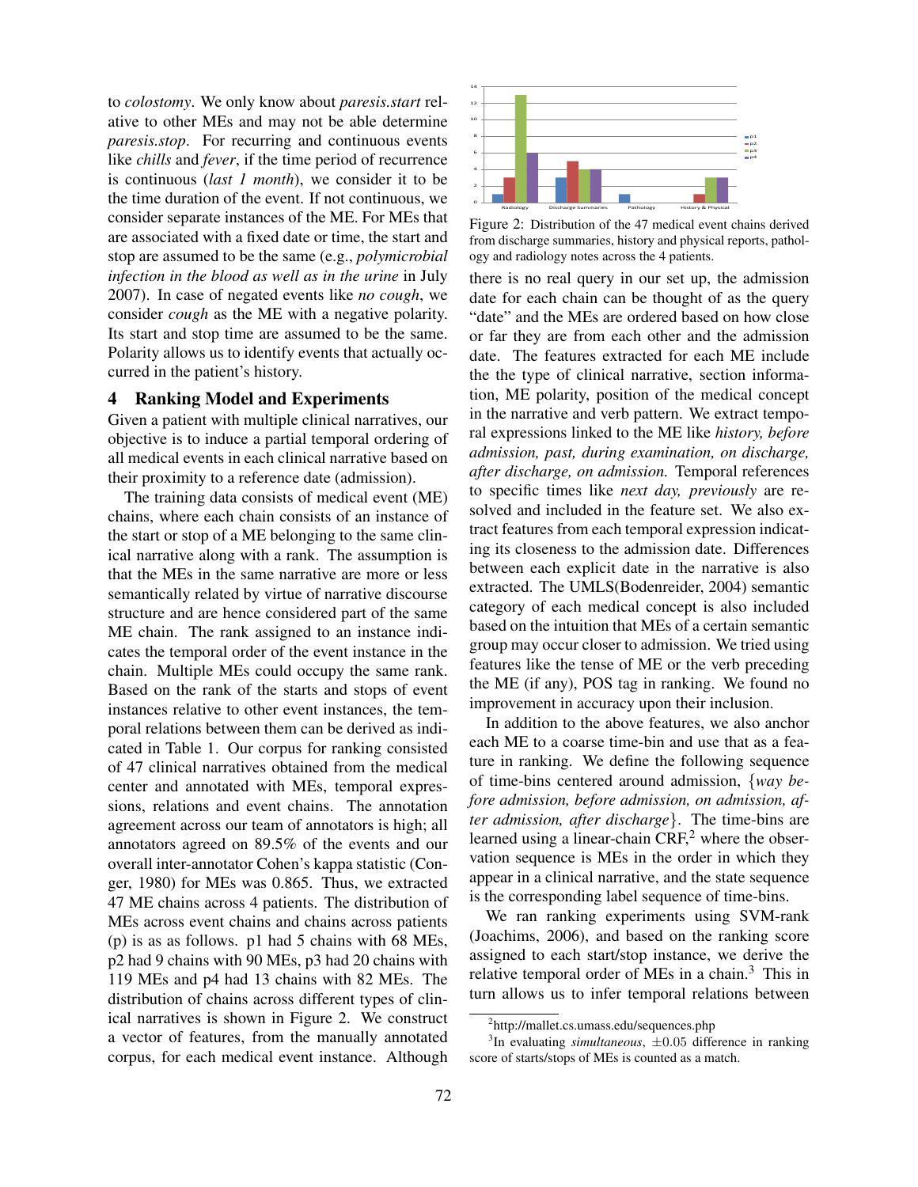to *colostomy*. We only know about *paresis.start* relative to other MEs and may not be able determine *paresis.stop*. For recurring and continuous events like *chills* and *fever*, if the time period of recurrence is continuous (*last 1 month*), we consider it to be the time duration of the event. If not continuous, we consider separate instances of the ME. For MEs that are associated with a fixed date or time, the start and stop are assumed to be the same (e.g., *polymicrobial infection in the blood as well as in the urine* in July 2007). In case of negated events like *no cough*, we consider *cough* as the ME with a negative polarity. Its start and stop time are assumed to be the same. Polarity allows us to identify events that actually occurred in the patient's history.

## 4 Ranking Model and Experiments

Given a patient with multiple clinical narratives, our objective is to induce a partial temporal ordering of all medical events in each clinical narrative based on their proximity to a reference date (admission).

The training data consists of medical event (ME) chains, where each chain consists of an instance of the start or stop of a ME belonging to the same clinical narrative along with a rank. The assumption is that the MEs in the same narrative are more or less semantically related by virtue of narrative discourse structure and are hence considered part of the same ME chain. The rank assigned to an instance indicates the temporal order of the event instance in the chain. Multiple MEs could occupy the same rank. Based on the rank of the starts and stops of event instances relative to other event instances, the temporal relations between them can be derived as indicated in Table 1. Our corpus for ranking consisted of 47 clinical narratives obtained from the medical center and annotated with MEs, temporal expressions, relations and event chains. The annotation agreement across our team of annotators is high; all annotators agreed on 89.5% of the events and our overall inter-annotator Cohen's kappa statistic (Conger, 1980) for MEs was 0.865. Thus, we extracted 47 ME chains across 4 patients. The distribution of MEs across event chains and chains across patients (p) is as as follows. p1 had 5 chains with 68 MEs, p2 had 9 chains with 90 MEs, p3 had 20 chains with 119 MEs and p4 had 13 chains with 82 MEs. The distribution of chains across different types of clinical narratives is shown in Figure 2. We construct a vector of features, from the manually annotated corpus, for each medical event instance. Although

14
12
10
8
6
4
2
0
Radiology
Discharge Summaries
Pathology
History & Physical
p1
p2
p3
p4

Figure 2: Distribution of the 47 medical event chains derived from discharge summaries, history and physical reports, pathology and radiology notes across the 4 patients.

there is no real query in our set up, the admission date for each chain can be thought of as the query "date" and the MEs are ordered based on how close or far they are from each other and the admission date. The features extracted for each ME include the the type of clinical narrative, section information, ME polarity, position of the medical concept in the narrative and verb pattern. We extract temporal expressions linked to the ME like *history, before admission, past, during examination, on discharge, after discharge, on admission.* Temporal references to specific times like *next day, previously* are resolved and included in the feature set. We also extract features from each temporal expression indicating its closeness to the admission date. Differences between each explicit date in the narrative is also extracted. The UMLS(Bodenreider, 2004) semantic category of each medical concept is also included based on the intuition that MEs of a certain semantic group may occur closer to admission. We tried using features like the tense of ME or the verb preceding the ME (if any), POS tag in ranking. We found no improvement in accuracy upon their inclusion.

In addition to the above features, we also anchor each ME to a coarse time-bin and use that as a feature in ranking. We define the following sequence of time-bins centered around admission, {*way before admission, before admission, on admission, after admission, after discharge*}. The time-bins are learned using a linear-chain CRF,[2] where the observation sequence is MEs in the order in which they appear in a clinical narrative, and the state sequence is the corresponding label sequence of time-bins.

We ran ranking experiments using SVM-rank (Joachims, 2006), and based on the ranking score assigned to each start/stop instance, we derive the relative temporal order of MEs in a chain.[3] This in turn allows us to infer temporal relations between

[2] http://mallet.cs.umass.edu/sequences.php

[3] In evaluating *simultaneous*, $\pm 0.05$ difference in ranking score of starts/stops of MEs is counted as a match.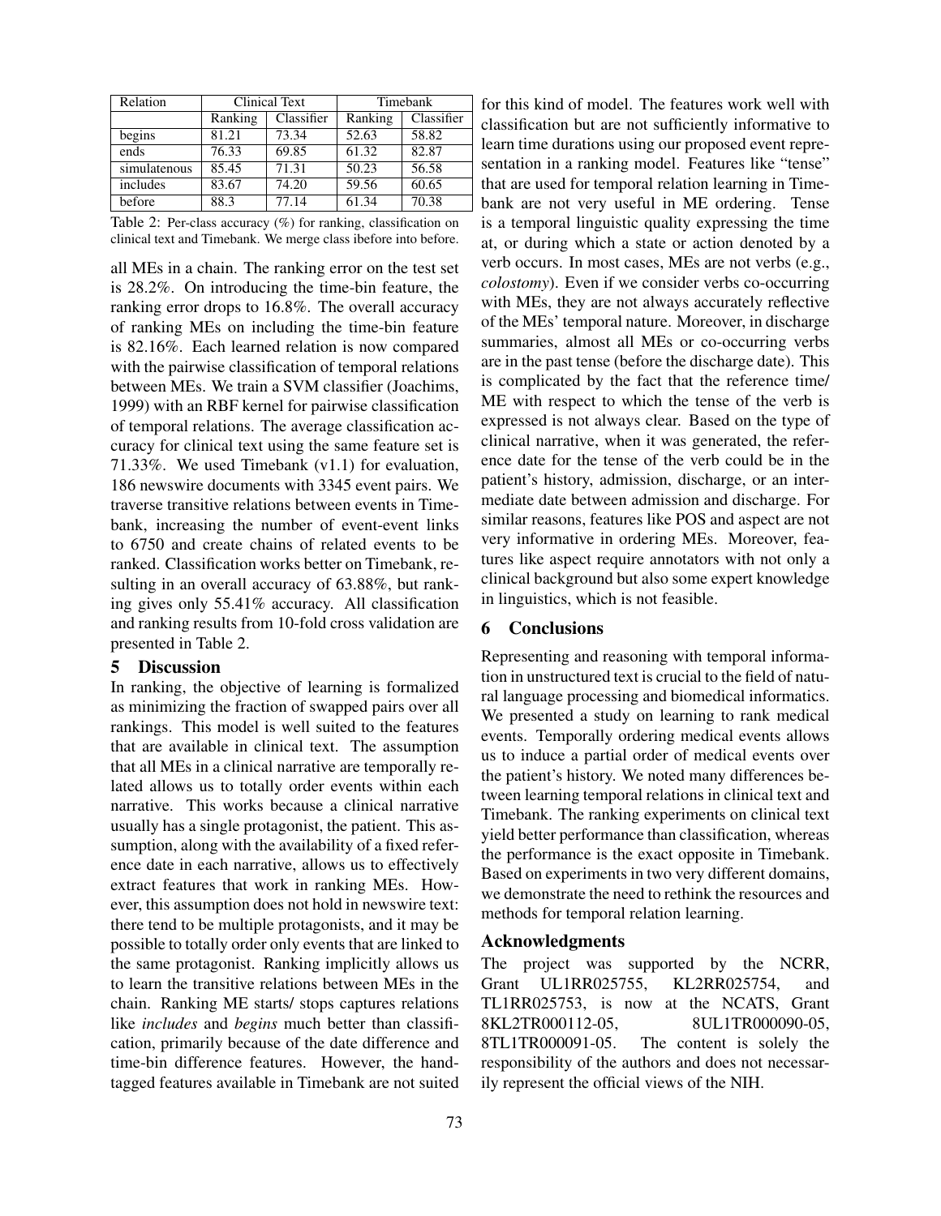| Relation | Clinical Text | | Timebank | |
|---|---|---|---|---|
| | Ranking | Classifier | Ranking | Classifier |
| begins | 81.21 | 73.34 | 52.63 | 58.82 |
| ends | 76.33 | 69.85 | 61.32 | 82.87 |
| simulatenous | 85.45 | 71.31 | 50.23 | 56.58 |
| includes | 83.67 | 74.20 | 59.56 | 60.65 |
| before | 88.3 | 77.14 | 61.34 | 70.38 |

Table 2: Per-class accuracy (%) for ranking, classification on clinical text and Timebank. We merge class ibefore into before.

all MEs in a chain. The ranking error on the test set is 28.2%. On introducing the time-bin feature, the ranking error drops to 16.8%. The overall accuracy of ranking MEs on including the time-bin feature is 82.16%. Each learned relation is now compared with the pairwise classification of temporal relations between MEs. We train a SVM classifier (Joachims, 1999) with an RBF kernel for pairwise classification of temporal relations. The average classification accuracy for clinical text using the same feature set is 71.33%. We used Timebank (v1.1) for evaluation, 186 newswire documents with 3345 event pairs. We traverse transitive relations between events in Timebank, increasing the number of event-event links to 6750 and create chains of related events to be ranked. Classification works better on Timebank, resulting in an overall accuracy of 63.88%, but ranking gives only 55.41% accuracy. All classification and ranking results from 10-fold cross validation are presented in Table 2.

## 5 Discussion

In ranking, the objective of learning is formalized as minimizing the fraction of swapped pairs over all rankings. This model is well suited to the features that are available in clinical text. The assumption that all MEs in a clinical narrative are temporally related allows us to totally order events within each narrative. This works because a clinical narrative usually has a single protagonist, the patient. This assumption, along with the availability of a fixed reference date in each narrative, allows us to effectively extract features that work in ranking MEs. However, this assumption does not hold in newswire text: there tend to be multiple protagonists, and it may be possible to totally order only events that are linked to the same protagonist. Ranking implicitly allows us to learn the transitive relations between MEs in the chain. Ranking ME starts/ stops captures relations like *includes* and *begins* much better than classification, primarily because of the date difference and time-bin difference features. However, the hand-tagged features available in Timebank are not suited for this kind of model. The features work well with classification but are not sufficiently informative to learn time durations using our proposed event representation in a ranking model. Features like "tense" that are used for temporal relation learning in Timebank are not very useful in ME ordering. Tense is a temporal linguistic quality expressing the time at, or during which a state or action denoted by a verb occurs. In most cases, MEs are not verbs (e.g., *colostomy*). Even if we consider verbs co-occurring with MEs, they are not always accurately reflective of the MEs' temporal nature. Moreover, in discharge summaries, almost all MEs or co-occurring verbs are in the past tense (before the discharge date). This is complicated by the fact that the reference time/ ME with respect to which the tense of the verb is expressed is not always clear. Based on the type of clinical narrative, when it was generated, the reference date for the tense of the verb could be in the patient's history, admission, discharge, or an intermediate date between admission and discharge. For similar reasons, features like POS and aspect are not very informative in ordering MEs. Moreover, features like aspect require annotators with not only a clinical background but also some expert knowledge in linguistics, which is not feasible.

## 6 Conclusions

Representing and reasoning with temporal information in unstructured text is crucial to the field of natural language processing and biomedical informatics. We presented a study on learning to rank medical events. Temporally ordering medical events allows us to induce a partial order of medical events over the patient's history. We noted many differences between learning temporal relations in clinical text and Timebank. The ranking experiments on clinical text yield better performance than classification, whereas the performance is the exact opposite in Timebank. Based on experiments in two very different domains, we demonstrate the need to rethink the resources and methods for temporal relation learning.

### Acknowledgments

The project was supported by the NCRR, Grant UL1RR025755, KL2RR025754, and TL1RR025753, is now at the NCATS, Grant 8KL2TR000112-05, 8UL1TR000090-05, 8TL1TR000091-05. The content is solely the responsibility of the authors and does not necessarily represent the official views of the NIH.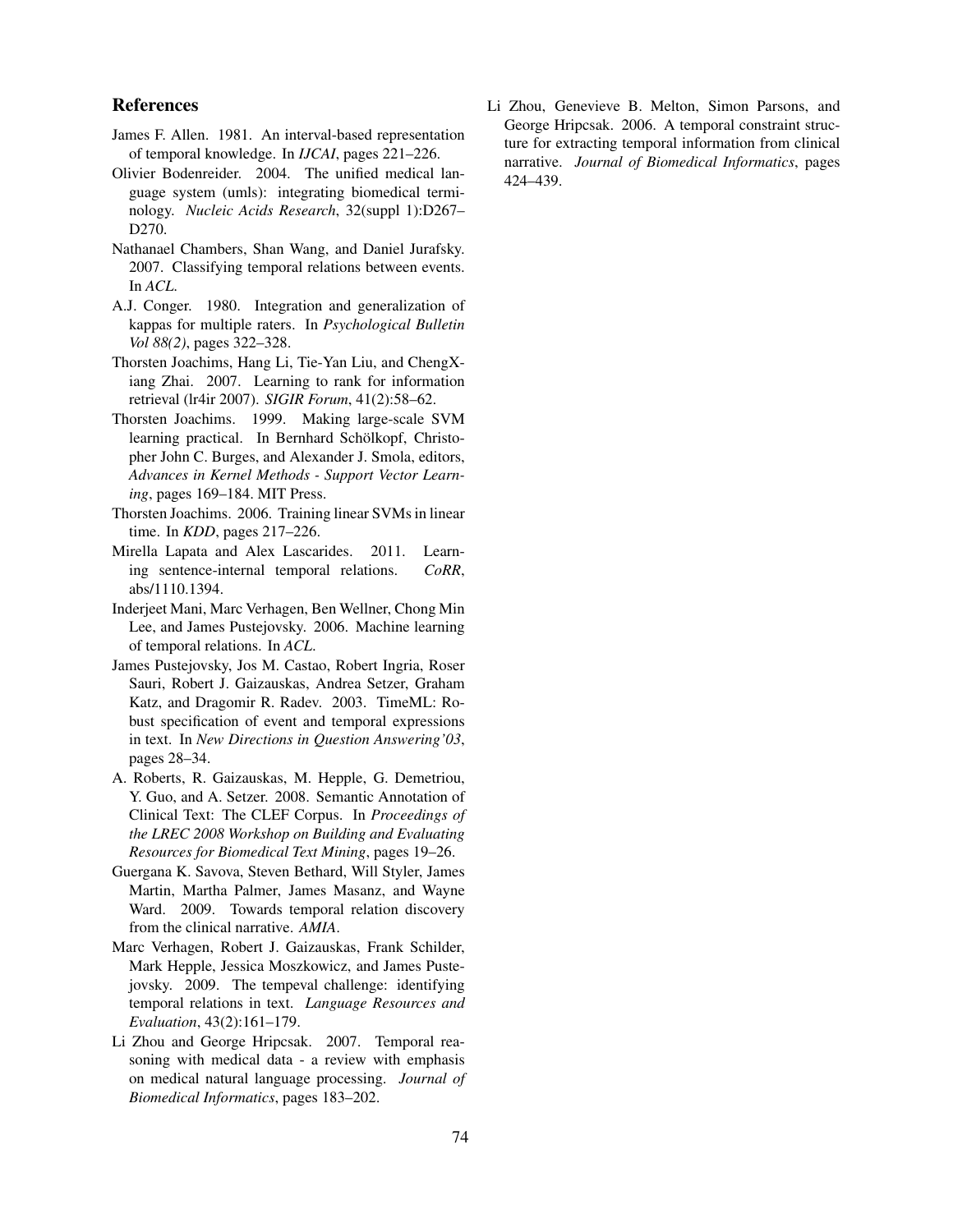## References

James F. Allen. 1981. An interval-based representation of temporal knowledge. In *IJCAI*, pages 221–226.

Olivier Bodenreider. 2004. The unified medical language system (umls): integrating biomedical terminology. *Nucleic Acids Research*, 32(suppl 1):D267–D270.

Nathanael Chambers, Shan Wang, and Daniel Jurafsky. 2007. Classifying temporal relations between events. In *ACL*.

A.J. Conger. 1980. Integration and generalization of kappas for multiple raters. In *Psychological Bulletin Vol 88(2)*, pages 322–328.

Thorsten Joachims, Hang Li, Tie-Yan Liu, and ChengXiang Zhai. 2007. Learning to rank for information retrieval (lr4ir 2007). *SIGIR Forum*, 41(2):58–62.

Thorsten Joachims. 1999. Making large-scale SVM learning practical. In Bernhard Schölkopf, Christopher John C. Burges, and Alexander J. Smola, editors, *Advances in Kernel Methods - Support Vector Learning*, pages 169–184. MIT Press.

Thorsten Joachims. 2006. Training linear SVMs in linear time. In *KDD*, pages 217–226.

Mirella Lapata and Alex Lascarides. 2011. Learning sentence-internal temporal relations. *CoRR*, abs/1110.1394.

Inderjeet Mani, Marc Verhagen, Ben Wellner, Chong Min Lee, and James Pustejovsky. 2006. Machine learning of temporal relations. In *ACL*.

James Pustejovsky, Jos M. Castao, Robert Ingria, Roser Sauri, Robert J. Gaizauskas, Andrea Setzer, Graham Katz, and Dragomir R. Radev. 2003. TimeML: Robust specification of event and temporal expressions in text. In *New Directions in Question Answering'03*, pages 28–34.

A. Roberts, R. Gaizauskas, M. Hepple, G. Demetriou, Y. Guo, and A. Setzer. 2008. Semantic Annotation of Clinical Text: The CLEF Corpus. In *Proceedings of the LREC 2008 Workshop on Building and Evaluating Resources for Biomedical Text Mining*, pages 19–26.

Guergana K. Savova, Steven Bethard, Will Styler, James Martin, Martha Palmer, James Masanz, and Wayne Ward. 2009. Towards temporal relation discovery from the clinical narrative. *AMIA*.

Marc Verhagen, Robert J. Gaizauskas, Frank Schilder, Mark Hepple, Jessica Moszkowicz, and James Pustejovsky. 2009. The tempeval challenge: identifying temporal relations in text. *Language Resources and Evaluation*, 43(2):161–179.

Li Zhou and George Hripcsak. 2007. Temporal reasoning with medical data - a review with emphasis on medical natural language processing. *Journal of Biomedical Informatics*, pages 183–202.

Li Zhou, Genevieve B. Melton, Simon Parsons, and George Hripcsak. 2006. A temporal constraint structure for extracting temporal information from clinical narrative. *Journal of Biomedical Informatics*, pages 424–439.